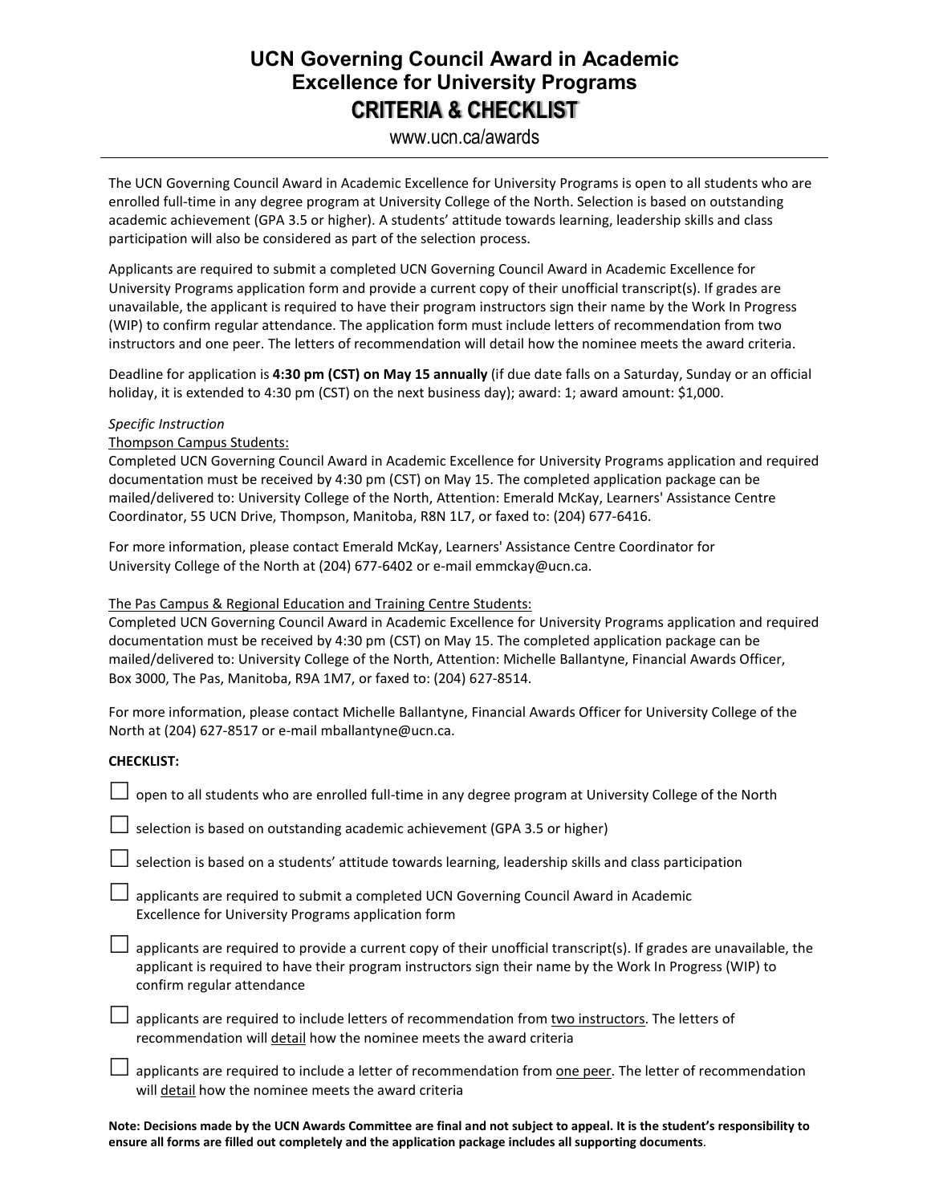# UCN Governing Council Award in Academic Excellence for University Programs

## CRITERIA & CHECKLIST

www.ucn.ca/awards

---

The UCN Governing Council Award in Academic Excellence for University Programs is open to all students who are enrolled full-time in any degree program at University College of the North. Selection is based on outstanding academic achievement (GPA 3.5 or higher). A students' attitude towards learning, leadership skills and class participation will also be considered as part of the selection process.

Applicants are required to submit a completed UCN Governing Council Award in Academic Excellence for University Programs application form and provide a current copy of their unofficial transcript(s). If grades are unavailable, the applicant is required to have their program instructors sign their name by the Work In Progress (WIP) to confirm regular attendance. The application form must include letters of recommendation from two instructors and one peer. The letters of recommendation will detail how the nominee meets the award criteria.

Deadline for application is **4:30 pm (CST) on May 15 annually** (if due date falls on a Saturday, Sunday or an official holiday, it is extended to 4:30 pm (CST) on the next business day); award: 1; award amount: $1,000.

*Specific Instruction*

<u>Thompson Campus Students:</u>

Completed UCN Governing Council Award in Academic Excellence for University Programs application and required documentation must be received by 4:30 pm (CST) on May 15. The completed application package can be mailed/delivered to: University College of the North, Attention: Emerald McKay, Learners' Assistance Centre Coordinator, 55 UCN Drive, Thompson, Manitoba, R8N 1L7, or faxed to: (204) 677-6416.

For more information, please contact Emerald McKay, Learners' Assistance Centre Coordinator for University College of the North at (204) 677-6402 or e-mail emmckay@ucn.ca.

<u>The Pas Campus & Regional Education and Training Centre Students:</u>

Completed UCN Governing Council Award in Academic Excellence for University Programs application and required documentation must be received by 4:30 pm (CST) on May 15. The completed application package can be mailed/delivered to: University College of the North, Attention: Michelle Ballantyne, Financial Awards Officer, Box 3000, The Pas, Manitoba, R9A 1M7, or faxed to: (204) 627-8514.

For more information, please contact Michelle Ballantyne, Financial Awards Officer for University College of the North at (204) 627-8517 or e-mail mballantyne@ucn.ca.

**CHECKLIST:**

- ☐ open to all students who are enrolled full-time in any degree program at University College of the North
- ☐ selection is based on outstanding academic achievement (GPA 3.5 or higher)
- ☐ selection is based on a students' attitude towards learning, leadership skills and class participation
- ☐ applicants are required to submit a completed UCN Governing Council Award in Academic Excellence for University Programs application form
- ☐ applicants are required to provide a current copy of their unofficial transcript(s). If grades are unavailable, the applicant is required to have their program instructors sign their name by the Work In Progress (WIP) to confirm regular attendance
- ☐ applicants are required to include letters of recommendation from <u>two instructors</u>. The letters of recommendation will <u>detail</u> how the nominee meets the award criteria
- ☐ applicants are required to include a letter of recommendation from <u>one peer</u>. The letter of recommendation will <u>detail</u> how the nominee meets the award criteria

**Note: Decisions made by the UCN Awards Committee are final and not subject to appeal. It is the student's responsibility to ensure all forms are filled out completely and the application package includes all supporting documents**.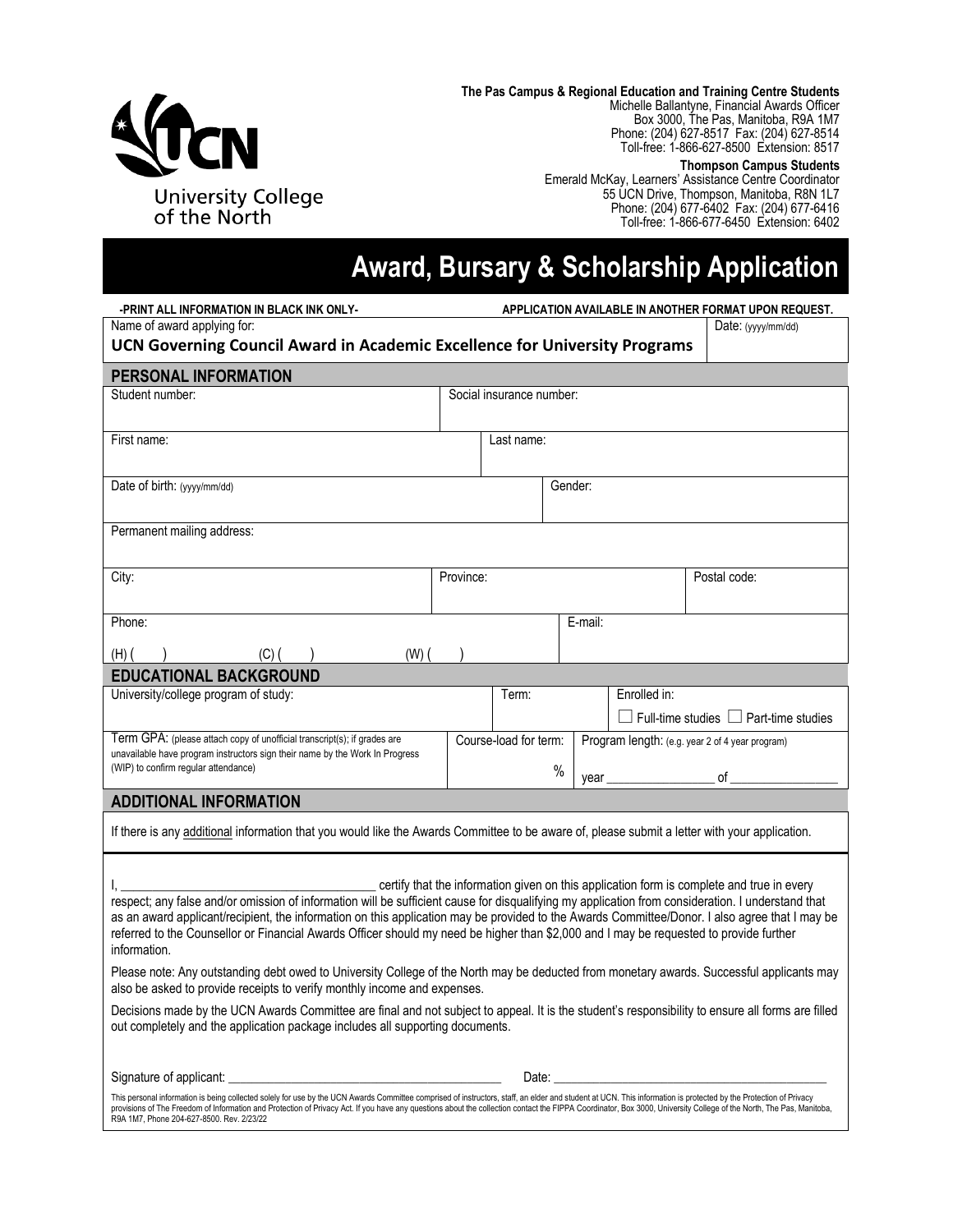University College of the North

**The Pas Campus & Regional Education and Training Centre Students**
Michelle Ballantyne, Financial Awards Officer
Box 3000, The Pas, Manitoba, R9A 1M7
Phone: (204) 627-8517 Fax: (204) 627-8514
Toll-free: 1-866-627-8500 Extension: 8517

**Thompson Campus Students**
Emerald McKay, Learners' Assistance Centre Coordinator
55 UCN Drive, Thompson, Manitoba, R8N 1L7
Phone: (204) 677-6402 Fax: (204) 677-6416
Toll-free: 1-866-677-6450 Extension: 6402

# Award, Bursary & Scholarship Application

**-PRINT ALL INFORMATION IN BLACK INK ONLY-** **APPLICATION AVAILABLE IN ANOTHER FORMAT UPON REQUEST.**

| | |
|---|---|
| Name of award applying for: **UCN Governing Council Award in Academic Excellence for University Programs** | Date: (yyyy/mm/dd) |

## PERSONAL INFORMATION

| | | | |
|---|---|---|---|
| Student number: | Social insurance number: | | |
| First name: | Last name: | | |
| Date of birth: (yyyy/mm/dd) | Gender: | | |
| Permanent mailing address: | | | |
| City: | Province: | | Postal code: |
| Phone: (H) ( ) (C) ( ) (W) ( ) | E-mail: | | |

## EDUCATIONAL BACKGROUND

| | | |
|---|---|---|
| University/college program of study: | Term: | Enrolled in: ☐ Full-time studies ☐ Part-time studies |
| Term GPA: (please attach copy of unofficial transcript(s); if grades are unavailable have program instructors sign their name by the Work In Progress (WIP) to confirm regular attendance) | Course-load for term: % | Program length: (e.g. year 2 of 4 year program) year ________ of ________ |

## ADDITIONAL INFORMATION

If there is any additional information that you would like the Awards Committee to be aware of, please submit a letter with your application.

I, ______________________________ certify that the information given on this application form is complete and true in every respect; any false and/or omission of information will be sufficient cause for disqualifying my application from consideration. I understand that as an award applicant/recipient, the information on this application may be provided to the Awards Committee/Donor. I also agree that I may be referred to the Counsellor or Financial Awards Officer should my need be higher than $2,000 and I may be requested to provide further information.

Please note: Any outstanding debt owed to University College of the North may be deducted from monetary awards. Successful applicants may also be asked to provide receipts to verify monthly income and expenses.

Decisions made by the UCN Awards Committee are final and not subject to appeal. It is the student's responsibility to ensure all forms are filled out completely and the application package includes all supporting documents.

Signature of applicant: ______________________________ Date: ______________________________

This personal information is being collected solely for use by the UCN Awards Committee comprised of instructors, staff, an elder and student at UCN. This information is protected by the Protection of Privacy provisions of The Freedom of Information and Protection of Privacy Act. If you have any questions about the collection contact the FIPPA Coordinator, Box 3000, University College of the North, The Pas, Manitoba, R9A 1M7, Phone 204-627-8500. Rev. 2/23/22